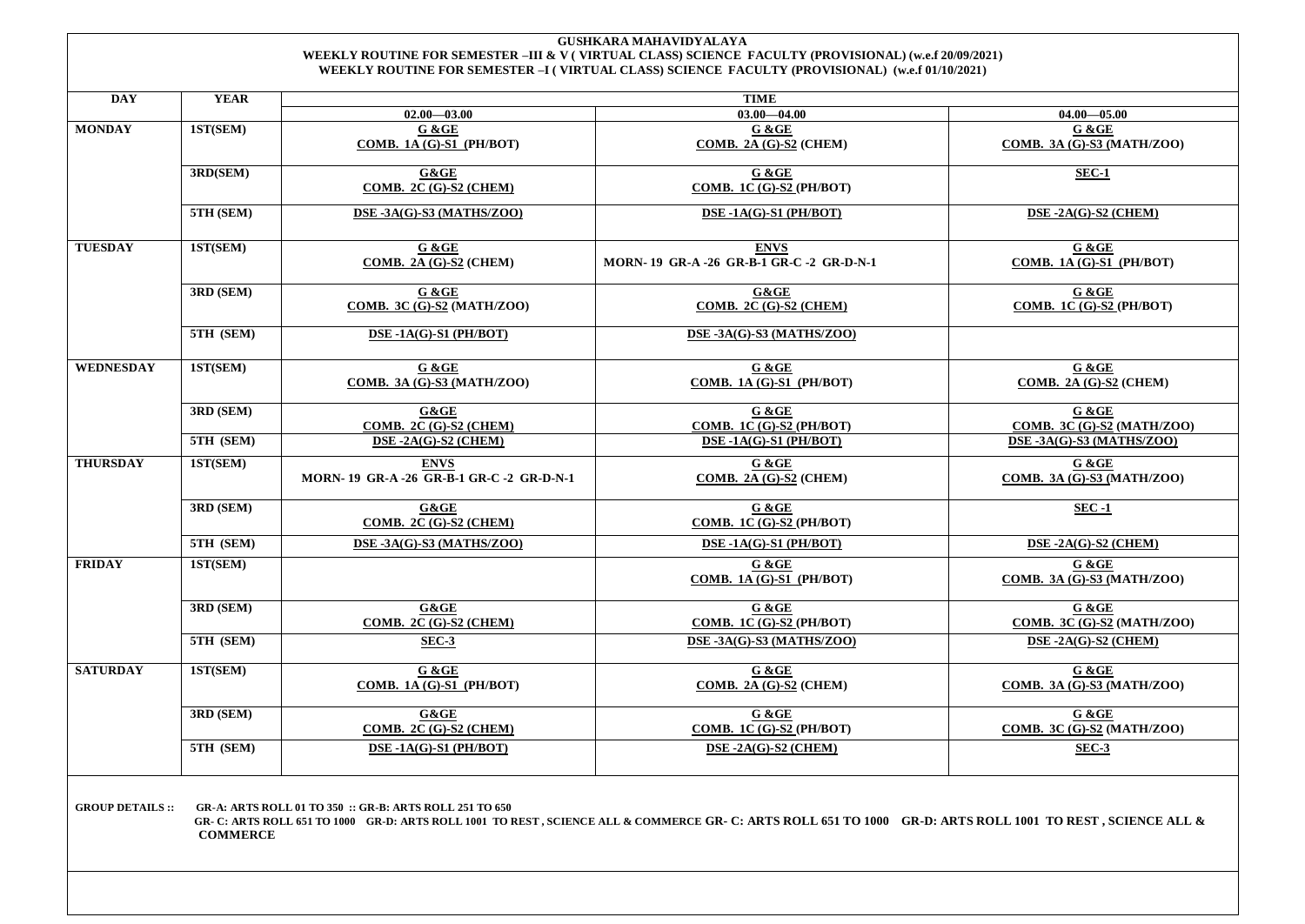# GUSHKARA MAHAVIDYALAYA

**WEEKLY ROUTINE FOR SEMESTER –III & V ( VIRTUAL CLASS) SCIENCE FACULTY (PROVISIONAL) (w.e.f 20/09/2021)**

**WEEKLY ROUTINE FOR SEMESTER –I ( VIRTUAL CLASS) SCIENCE FACULTY (PROVISIONAL) (w.e.f 01/10/2021)**

| DAY | YEAR | TIME | | |
|---|---|---|---|---|
| | | 02.00—03.00 | 03.00—04.00 | 04.00—05.00 |
| MONDAY | 1ST(SEM) | G &GE COMB. 1A (G)-S1 (PH/BOT) | G &GE COMB. 2A (G)-S2 (CHEM) | G &GE COMB. 3A (G)-S3 (MATH/ZOO) |
| | 3RD(SEM) | G&GE COMB. 2C (G)-S2 (CHEM) | G &GE COMB. 1C (G)-S2 (PH/BOT) | SEC-1 |
| | 5TH (SEM) | DSE -3A(G)-S3 (MATHS/ZOO) | DSE -1A(G)-S1 (PH/BOT) | DSE -2A(G)-S2 (CHEM) |
| TUESDAY | 1ST(SEM) | G &GE COMB. 2A (G)-S2 (CHEM) | ENVS MORN- 19 GR-A -26 GR-B-1 GR-C -2 GR-D-N-1 | G &GE COMB. 1A (G)-S1 (PH/BOT) |
| | 3RD (SEM) | G &GE COMB. 3C (G)-S2 (MATH/ZOO) | G&GE COMB. 2C (G)-S2 (CHEM) | G &GE COMB. 1C (G)-S2 (PH/BOT) |
| | 5TH (SEM) | DSE -1A(G)-S1 (PH/BOT) | DSE -3A(G)-S3 (MATHS/ZOO) | |
| WEDNESDAY | 1ST(SEM) | G &GE COMB. 3A (G)-S3 (MATH/ZOO) | G &GE COMB. 1A (G)-S1 (PH/BOT) | G &GE COMB. 2A (G)-S2 (CHEM) |
| | 3RD (SEM) | G&GE COMB. 2C (G)-S2 (CHEM) | G &GE COMB. 1C (G)-S2 (PH/BOT) | G &GE COMB. 3C (G)-S2 (MATH/ZOO) |
| | 5TH (SEM) | DSE -2A(G)-S2 (CHEM) | DSE -1A(G)-S1 (PH/BOT) | DSE -3A(G)-S3 (MATHS/ZOO) |
| THURSDAY | 1ST(SEM) | ENVS MORN- 19 GR-A -26 GR-B-1 GR-C -2 GR-D-N-1 | G &GE COMB. 2A (G)-S2 (CHEM) | G &GE COMB. 3A (G)-S3 (MATH/ZOO) |
| | 3RD (SEM) | G&GE COMB. 2C (G)-S2 (CHEM) | G &GE COMB. 1C (G)-S2 (PH/BOT) | SEC -1 |
| | 5TH (SEM) | DSE -3A(G)-S3 (MATHS/ZOO) | DSE -1A(G)-S1 (PH/BOT) | DSE -2A(G)-S2 (CHEM) |
| FRIDAY | 1ST(SEM) | | G &GE COMB. 1A (G)-S1 (PH/BOT) | G &GE COMB. 3A (G)-S3 (MATH/ZOO) |
| | 3RD (SEM) | G&GE COMB. 2C (G)-S2 (CHEM) | G &GE COMB. 1C (G)-S2 (PH/BOT) | G &GE COMB. 3C (G)-S2 (MATH/ZOO) |
| | 5TH (SEM) | SEC-3 | DSE -3A(G)-S3 (MATHS/ZOO) | DSE -2A(G)-S2 (CHEM) |
| SATURDAY | 1ST(SEM) | G &GE COMB. 1A (G)-S1 (PH/BOT) | G &GE COMB. 2A (G)-S2 (CHEM) | G &GE COMB. 3A (G)-S3 (MATH/ZOO) |
| | 3RD (SEM) | G&GE COMB. 2C (G)-S2 (CHEM) | G &GE COMB. 1C (G)-S2 (PH/BOT) | G &GE COMB. 3C (G)-S2 (MATH/ZOO) |
| | 5TH (SEM) | DSE -1A(G)-S1 (PH/BOT) | DSE -2A(G)-S2 (CHEM) | SEC-3 |

**GROUP DETAILS ::** GR-A: ARTS ROLL 01 TO 350 :: GR-B: ARTS ROLL 251 TO 650
GR- C: ARTS ROLL 651 TO 1000 GR-D: ARTS ROLL 1001 TO REST , SCIENCE ALL & COMMERCE **GR- C: ARTS ROLL 651 TO 1000 GR-D: ARTS ROLL 1001 TO REST , SCIENCE ALL & COMMERCE**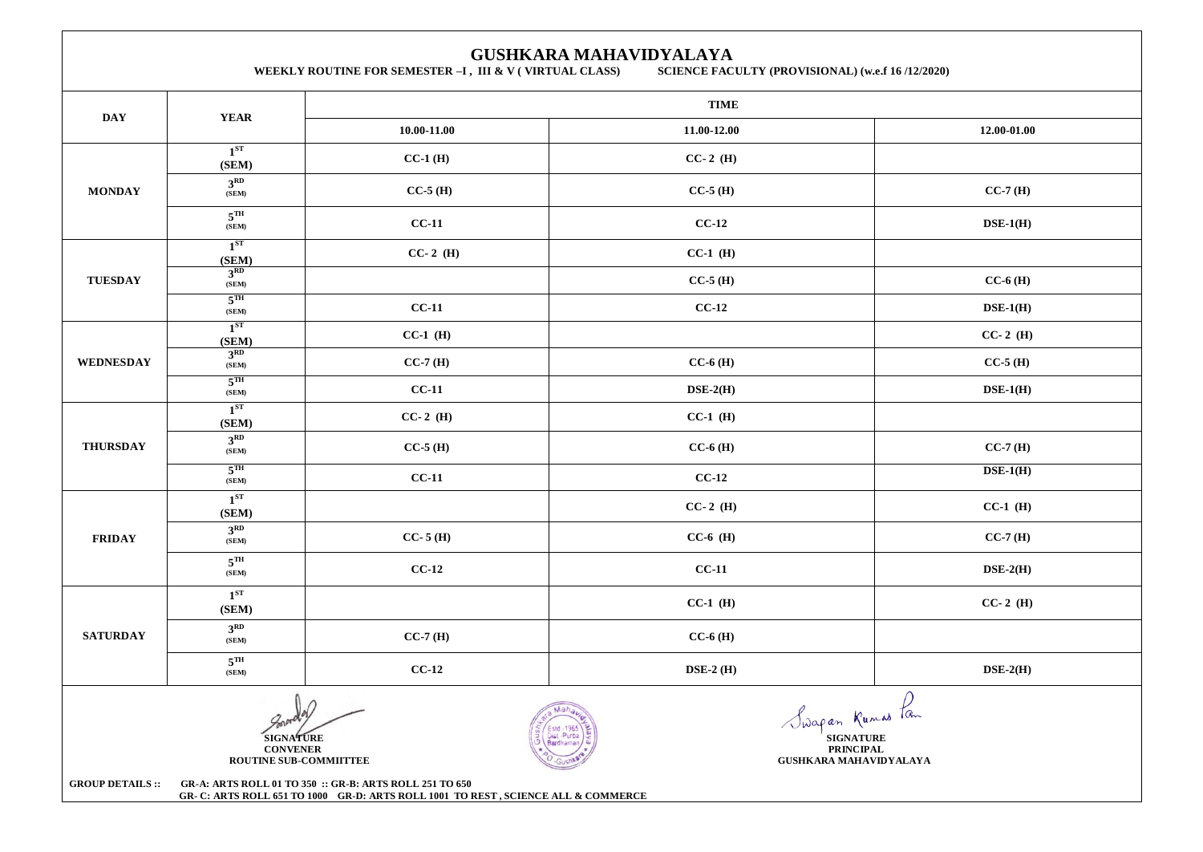# GUSHKARA MAHAVIDYALAYA

**WEEKLY ROUTINE FOR SEMESTER –I , III & V ( VIRTUAL CLASS) SCIENCE FACULTY (PROVISIONAL) (w.e.f 16 /12/2020)**

| DAY | YEAR | TIME | | |
|---|---|---|---|---|
| | | 10.00-11.00 | 11.00-12.00 | 12.00-01.00 |
| MONDAY | 1ST (SEM) | CC-1 (H) | CC- 2 (H) | |
| | 3RD (SEM) | CC-5 (H) | CC-5 (H) | CC-7 (H) |
| | 5TH (SEM) | CC-11 | CC-12 | DSE-1(H) |
| TUESDAY | 1ST (SEM) | CC- 2 (H) | CC-1 (H) | |
| | 3RD (SEM) | | CC-5 (H) | CC-6 (H) |
| | 5TH (SEM) | CC-11 | CC-12 | DSE-1(H) |
| WEDNESDAY | 1ST (SEM) | CC-1 (H) | | CC- 2 (H) |
| | 3RD (SEM) | CC-7 (H) | CC-6 (H) | CC-5 (H) |
| | 5TH (SEM) | CC-11 | DSE-2(H) | DSE-1(H) |
| THURSDAY | 1ST (SEM) | CC- 2 (H) | CC-1 (H) | |
| | 3RD (SEM) | CC-5 (H) | CC-6 (H) | CC-7 (H) |
| | 5TH (SEM) | CC-11 | CC-12 | DSE-1(H) |
| FRIDAY | 1ST (SEM) | | CC- 2 (H) | CC-1 (H) |
| | 3RD (SEM) | CC- 5 (H) | CC-6 (H) | CC-7 (H) |
| | 5TH (SEM) | CC-12 | CC-11 | DSE-2(H) |
| SATURDAY | 1ST (SEM) | | CC-1 (H) | CC- 2 (H) |
| | 3RD (SEM) | CC-7 (H) | CC-6 (H) | |
| | 5TH (SEM) | CC-12 | DSE-2 (H) | DSE-2(H) |

**SIGNATURE**
**CONVENER**
**ROUTINE SUB-COMMIITTEE**

Swapan Kumar Pan
**SIGNATURE**
**PRINCIPAL**
**GUSHKARA MAHAVIDYALAYA**

**GROUP DETAILS :: GR-A: ARTS ROLL 01 TO 350 :: GR-B: ARTS ROLL 251 TO 650**
**GR- C: ARTS ROLL 651 TO 1000 GR-D: ARTS ROLL 1001 TO REST , SCIENCE ALL & COMMERCE**